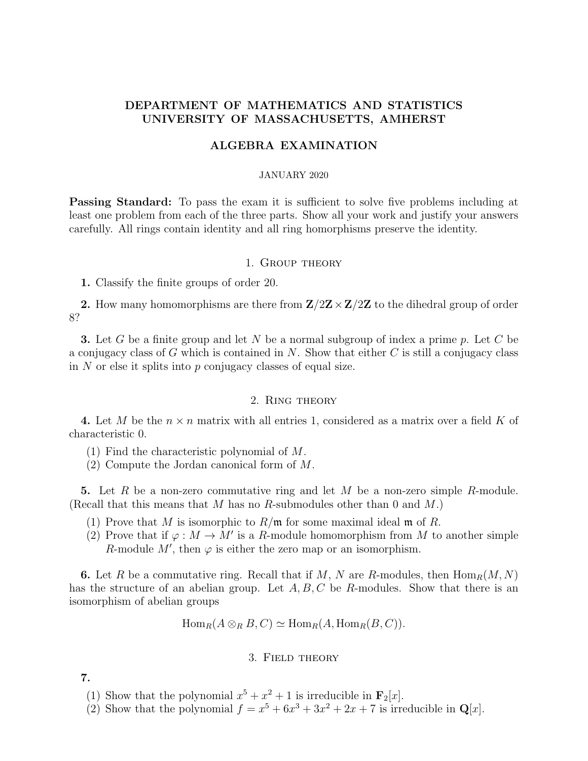# DEPARTMENT OF MATHEMATICS AND STATISTICS
# UNIVERSITY OF MASSACHUSETTS, AMHERST

## ALGEBRA EXAMINATION

JANUARY 2020

**Passing Standard:** To pass the exam it is sufficient to solve five problems including at least one problem from each of the three parts. Show all your work and justify your answers carefully. All rings contain identity and all ring homorphisms preserve the identity.

## 1. Group theory

**1.** Classify the finite groups of order 20.

**2.** How many homomorphisms are there from $\mathbf{Z}/2\mathbf{Z} \times \mathbf{Z}/2\mathbf{Z}$ to the dihedral group of order 8?

**3.** Let $G$ be a finite group and let $N$ be a normal subgroup of index a prime $p$. Let $C$ be a conjugacy class of $G$ which is contained in $N$. Show that either $C$ is still a conjugacy class in $N$ or else it splits into $p$ conjugacy classes of equal size.

## 2. Ring theory

**4.** Let $M$ be the $n \times n$ matrix with all entries 1, considered as a matrix over a field $K$ of characteristic 0.

(1) Find the characteristic polynomial of $M$.
(2) Compute the Jordan canonical form of $M$.

**5.** Let $R$ be a non-zero commutative ring and let $M$ be a non-zero simple $R$-module. (Recall that this means that $M$ has no $R$-submodules other than 0 and $M$.)

(1) Prove that $M$ is isomorphic to $R/\mathfrak{m}$ for some maximal ideal $\mathfrak{m}$ of $R$.
(2) Prove that if $\varphi : M \to M'$ is a $R$-module homomorphism from $M$ to another simple $R$-module $M'$, then $\varphi$ is either the zero map or an isomorphism.

**6.** Let $R$ be a commutative ring. Recall that if $M$, $N$ are $R$-modules, then $\operatorname{Hom}_R(M, N)$ has the structure of an abelian group. Let $A, B, C$ be $R$-modules. Show that there is an isomorphism of abelian groups

$$\operatorname{Hom}_R(A \otimes_R B, C) \simeq \operatorname{Hom}_R(A, \operatorname{Hom}_R(B, C)).$$

## 3. Field theory

**7.**

(1) Show that the polynomial $x^5 + x^2 + 1$ is irreducible in $\mathbf{F}_2[x]$.
(2) Show that the polynomial $f = x^5 + 6x^3 + 3x^2 + 2x + 7$ is irreducible in $\mathbf{Q}[x]$.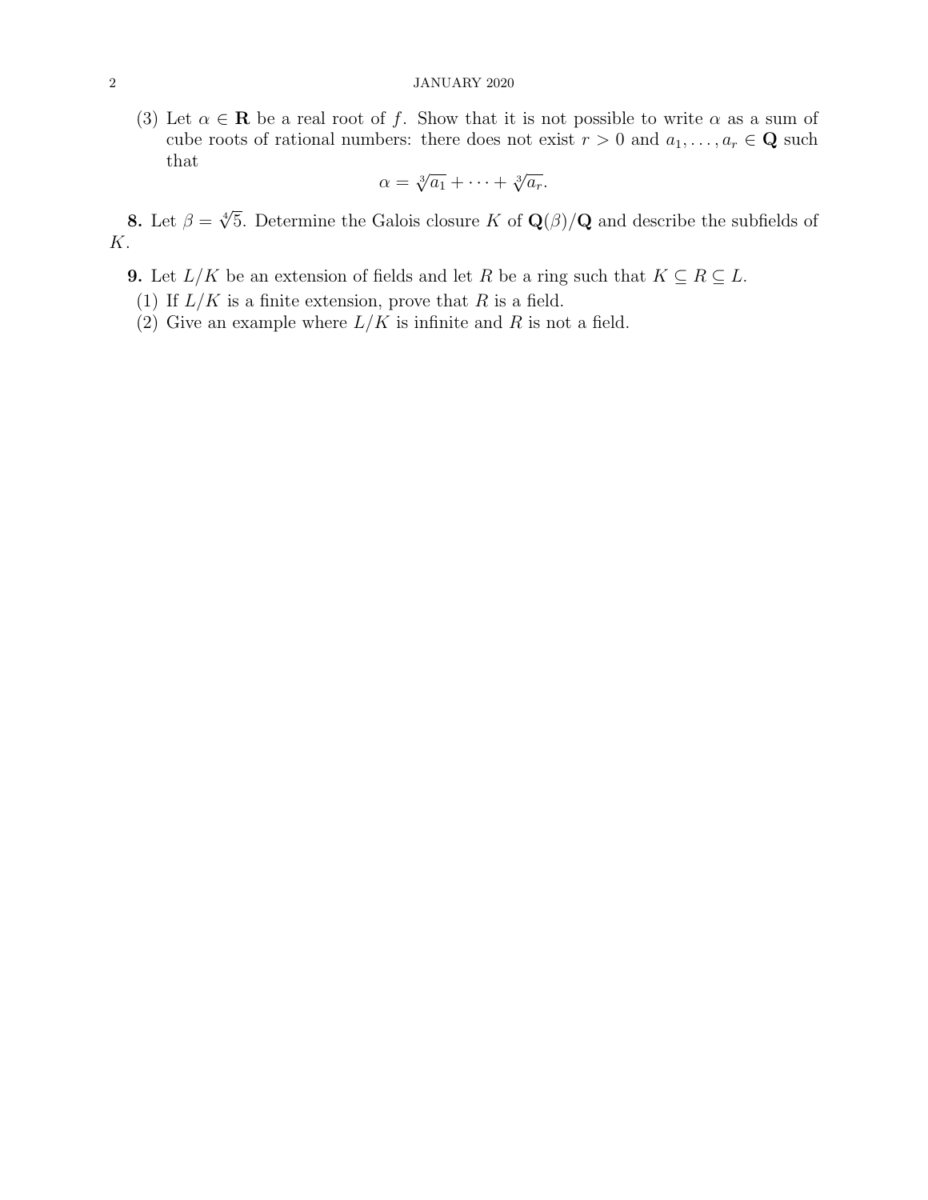(3) Let $\alpha \in \mathbf{R}$ be a real root of $f$. Show that it is not possible to write $\alpha$ as a sum of cube roots of rational numbers: there does not exist $r > 0$ and $a_1, \ldots, a_r \in \mathbf{Q}$ such that

$$\alpha = \sqrt[3]{a_1} + \cdots + \sqrt[3]{a_r}.$$

**8.** Let $\beta = \sqrt[4]{5}$. Determine the Galois closure $K$ of $\mathbf{Q}(\beta)/\mathbf{Q}$ and describe the subfields of $K$.

**9.** Let $L/K$ be an extension of fields and let $R$ be a ring such that $K \subseteq R \subseteq L$.

(1) If $L/K$ is a finite extension, prove that $R$ is a field.

(2) Give an example where $L/K$ is infinite and $R$ is not a field.